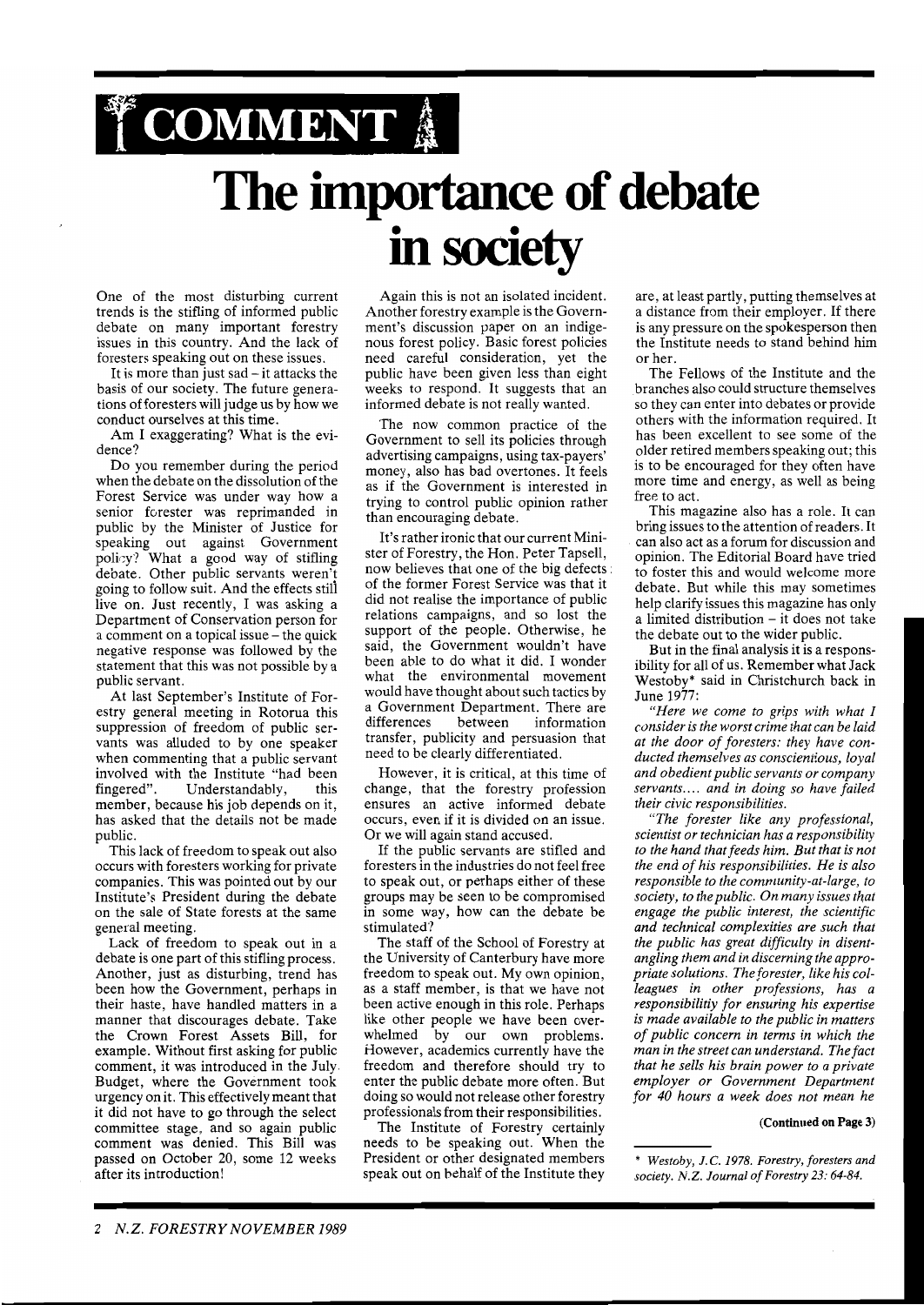# COMMENT

# The importance of debate in society

One of the most disturbing current trends is the stifling of informed public debate on many important forestry issues in this country. And the lack of foresters speaking out on these issues.

It is more than just sad – it attacks the basis of our society. The future generations of foresters will judge us by how we conduct ourselves at this time.

Am I exaggerating? What is the evidence?

Do you remember during the period when the debate on the dissolution of the Forest Service was under way how a senior forester was reprimanded in public by the Minister of Justice for speaking out against Government policy? What a good way of stifling debate. Other public servants weren't going to follow suit. And the effects still live on. Just recently, I was asking a Department of Conservation person for a comment on a topical issue – the quick negative response was followed by the statement that this was not possible by a public servant.

At last September's Institute of Forestry general meeting in Rotorua this suppression of freedom of public servants was alluded to by one speaker when commenting that a public servant involved with the Institute "had been fingered". Understandably, this member, because his job depends on it, has asked that the details not be made public.

This lack of freedom to speak out also occurs with foresters working for private companies. This was pointed out by our Institute's President during the debate on the sale of State forests at the same general meeting.

Lack of freedom to speak out in a debate is one part of this stifling process. Another, just as disturbing, trend has been how the Government, perhaps in their haste, have handled matters in a manner that discourages debate. Take the Crown Forest Assets Bill, for example. Without first asking for public comment, it was introduced in the July Budget, where the Government took urgency on it. This effectively meant that it did not have to go through the select committee stage, and so again public comment was denied. This Bill was passed on October 20, some 12 weeks after its introduction!

Again this is not an isolated incident. Another forestry example is the Government's discussion paper on an indigenous forest policy. Basic forest policies need careful consideration, yet the public have been given less than eight weeks to respond. It suggests that an informed debate is not really wanted.

The now common practice of the Government to sell its policies through advertising campaigns, using tax-payers' money, also has bad overtones. It feels as if the Government is interested in trying to control public opinion rather than encouraging debate.

It's rather ironic that our current Minister of Forestry, the Hon. Peter Tapsell, now believes that one of the big defects of the former Forest Service was that it did not realise the importance of public relations campaigns, and so lost the support of the people. Otherwise, he said, the Government wouldn't have been able to do what it did. I wonder what the environmental movement would have thought about such tactics by a Government Department. There are differences between information transfer, publicity and persuasion that need to be clearly differentiated.

However, it is critical, at this time of change, that the forestry profession ensures an active informed debate occurs, even if it is divided on an issue. Or we will again stand accused.

If the public servants are stifled and foresters in the industries do not feel free to speak out, or perhaps either of these groups may be seen to be compromised in some way, how can the debate be stimulated?

The staff of the School of Forestry at the University of Canterbury have more freedom to speak out. My own opinion, as a staff member, is that we have not been active enough in this role. Perhaps like other people we have been overwhelmed by our own problems. However, academics currently have the freedom and therefore should try to enter the public debate more often. But doing so would not release other forestry professionals from their responsibilities.

The Institute of Forestry certainly needs to be speaking out. When the President or other designated members speak out on behalf of the Institute they are, at least partly, putting themselves at a distance from their employer. If there is any pressure on the spokesperson then the Institute needs to stand behind him or her.

The Fellows of the Institute and the branches also could structure themselves so they can enter into debates or provide others with the information required. It has been excellent to see some of the older retired members speaking out; this is to be encouraged for they often have more time and energy, as well as being free to act.

This magazine also has a role. It can bring issues to the attention of readers. It can also act as a forum for discussion and opinion. The Editorial Board have tried to foster this and would welcome more debate. But while this may sometimes help clarify issues this magazine has only a limited distribution – it does not take the debate out to the wider public.

But in the final analysis it is a responsibility for all of us. Remember what Jack Westoby* said in Christchurch back in June 1977:

*"Here we come to grips with what I consider is the worst crime that can be laid at the door of foresters: they have conducted themselves as conscientious, loyal and obedient public servants or company servants.... and in doing so have failed their civic responsibilities.*

*"The forester like any professional, scientist or technician has a responsibility to the hand that feeds him. But that is not the end of his responsibilities. He is also responsible to the community-at-large, to society, to the public. On many issues that engage the public interest, the scientific and technical complexities are such that the public has great difficulty in disentangling them and in discerning the appropriate solutions. The forester, like his colleagues in other professions, has a responsibilitiy for ensuring his expertise is made available to the public in matters of public concern in terms in which the man in the street can understand. The fact that he sells his brain power to a private employer or Government Department for 40 hours a week does not mean he*

**(Continued on Page 3)**

\* *Westoby, J.C. 1978. Forestry, foresters and society. N.Z. Journal of Forestry 23: 64-84.*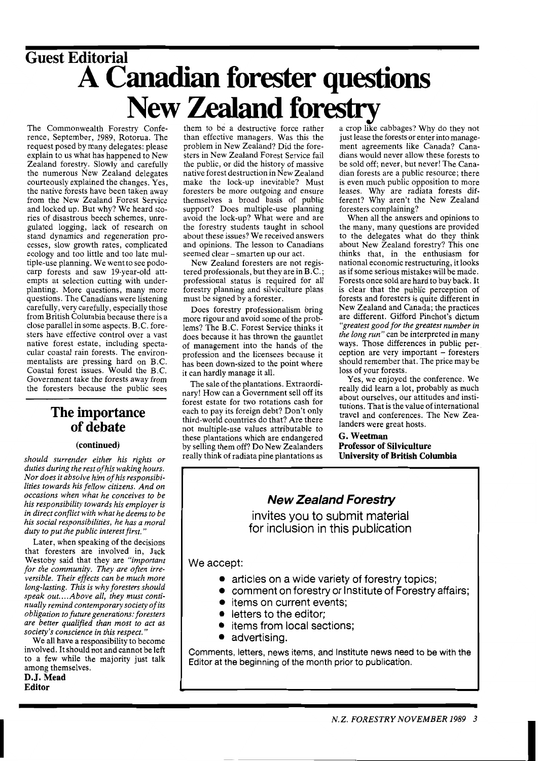# Guest Editorial

# A Canadian forester questions New Zealand forestry

The Commonwealth Forestry Conference, September, 1989, Rotorua. The request posed by many delegates: please explain to us what has happened to New Zealand forestry. Slowly and carefully the numerous New Zealand delegates courteously explained the changes. Yes, the native forests have been taken away from the New Zealand Forest Service and locked up. But why? We heard stories of disastrous beech schemes, unregulated logging, lack of research on stand dynamics and regeneration processes, slow growth rates, complicated ecology and too little and too late multiple-use planning. We went to see podocarp forests and saw 19-year-old attempts at selection cutting with underplanting. More questions, many more questions. The Canadians were listening carefully, very carefully, especially those from British Columbia because there is a close parallel in some aspects. B.C. foresters have effective control over a vast native forest estate, including spectacular coastal rain forests. The environmentalists are pressing hard on B.C. Coastal forest issues. Would the B.C. Government take the forests away from the foresters because the public sees them to be a destructive force rather than effective managers. Was this the problem in New Zealand? Did the foresters in New Zealand Forest Service fail the public, or did the history of massive native forest destruction in New Zealand make the lock-up inevitable? Must foresters be more outgoing and ensure themselves a broad basis of public support? Does multiple-use planning avoid the lock-up? What were and are the forestry students taught in school about these issues? We received answers and opinions. The lesson to Canadians seemed clear – smarten up our act.

New Zealand foresters are not registered professionals, but they are in B.C.; professional status is required for all forestry planning and silviculture plans must be signed by a forester.

Does forestry professionalism bring more rigour and avoid some of the problems? The B.C. Forest Service thinks it does because it has thrown the gauntlet of management into the hands of the profession and the licensees because it has been down-sized to the point where it can hardly manage it all.

The sale of the plantations. Extraordinary! How can a Government sell off its forest estate for two rotations cash for each to pay its foreign debt? Don't only third-world countries do that? Are there not multiple-use values attributable to these plantations which are endangered by selling them off? Do New Zealanders really think of radiata pine plantations as a crop like cabbages? Why do they not just lease the forests or enter into management agreements like Canada? Canadians would never allow these forests to be sold off; never, but never! The Canadian forests are a public resource; there is even much public opposition to more leases. Why are radiata forests different? Why aren't the New Zealand foresters complaining?

When all the answers and opinions to the many, many questions are provided to the delegates what do they think about New Zealand forestry? This one thinks that, in the enthusiasm for national economic restructuring, it looks as if some serious mistakes will be made. Forests once sold are hard to buy back. It is clear that the public perception of forests and foresters is quite different in New Zealand and Canada; the practices are different. Gifford Pinchot's dictum *"greatest good for the greatest number in the long run"* can be interpreted in many ways. Those differences in public perception are very important – foresters should remember that. The price may be loss of your forests.

Yes, we enjoyed the conference. We really did learn a lot, probably as much about ourselves, our attitudes and institutions. That is the value of international travel and conferences. The New Zealanders were great hosts.

**G. Weetman**
**Professor of Silviculture**
**University of British Columbia**

## The importance of debate

**(continued)**

*should surrender either his rights or duties during the rest of his waking hours. Nor does it absolve him of his responsibilities towards his fellow citizens. And on occasions when what he conceives to be his responsibility towards his employer is in direct conflict with what he deems to be his social responsibilities, he has a moral duty to put the public interest first."*

Later, when speaking of the decisions that foresters are involved in, Jack Westoby said that they are *"important for the community. They are often irreversible. Their effects can be much more long-lasting. This is why foresters should speak out.... Above all, they must continually remind contemporary society of its obligation to future generations: foresters are better qualified than most to act as society's conscience in this respect."*

We all have a responsibility to become involved. It should not and cannot be left to a few while the majority just talk among themselves.

**D.J. Mead**
**Editor**

---

***New Zealand Forestry***

invites you to submit material for inclusion in this publication

We accept:

- articles on a wide variety of forestry topics;
- comment on forestry or Institute of Forestry affairs;
- items on current events;
- letters to the editor;
- items from local sections;
- advertising.

Comments, letters, news items, and Institute news need to be with the Editor at the beginning of the month prior to publication.